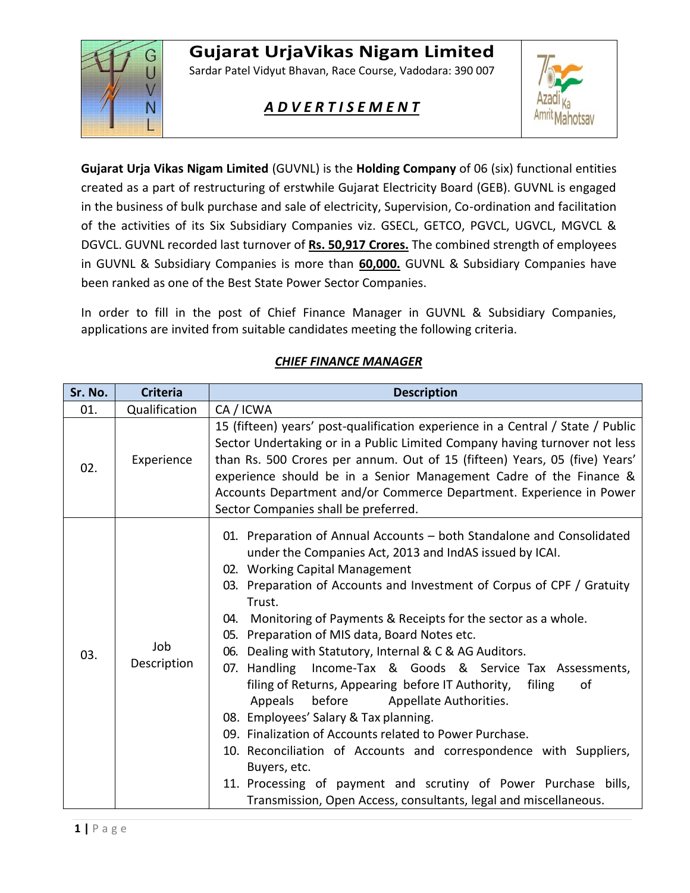# Gujarat UrjaVikas Nigam Limited

Sardar Patel Vidyut Bhavan, Race Course, Vadodara: 390 007

## *A D V E R T I S E M E N T*

**Gujarat Urja Vikas Nigam Limited** (GUVNL) is the **Holding Company** of 06 (six) functional entities created as a part of restructuring of erstwhile Gujarat Electricity Board (GEB). GUVNL is engaged in the business of bulk purchase and sale of electricity, Supervision, Co-ordination and facilitation of the activities of its Six Subsidiary Companies viz. GSECL, GETCO, PGVCL, UGVCL, MGVCL & DGVCL. GUVNL recorded last turnover of **Rs. 50,917 Crores.** The combined strength of employees in GUVNL & Subsidiary Companies is more than **60,000.** GUVNL & Subsidiary Companies have been ranked as one of the Best State Power Sector Companies.

In order to fill in the post of Chief Finance Manager in GUVNL & Subsidiary Companies, applications are invited from suitable candidates meeting the following criteria.

### *CHIEF FINANCE MANAGER*

| Sr. No. | Criteria | Description |
|---|---|---|
| 01. | Qualification | CA / ICWA |
| 02. | Experience | 15 (fifteen) years' post-qualification experience in a Central / State / Public Sector Undertaking or in a Public Limited Company having turnover not less than Rs. 500 Crores per annum. Out of 15 (fifteen) Years, 05 (five) Years' experience should be in a Senior Management Cadre of the Finance & Accounts Department and/or Commerce Department. Experience in Power Sector Companies shall be preferred. |
| 03. | Job Description | 01. Preparation of Annual Accounts – both Standalone and Consolidated under the Companies Act, 2013 and IndAS issued by ICAI.<br>02. Working Capital Management<br>03. Preparation of Accounts and Investment of Corpus of CPF / Gratuity Trust.<br>04. Monitoring of Payments & Receipts for the sector as a whole.<br>05. Preparation of MIS data, Board Notes etc.<br>06. Dealing with Statutory, Internal & C & AG Auditors.<br>07. Handling Income-Tax & Goods & Service Tax Assessments, filing of Returns, Appearing before IT Authority, filing of Appeals before Appellate Authorities.<br>08. Employees' Salary & Tax planning.<br>09. Finalization of Accounts related to Power Purchase.<br>10. Reconciliation of Accounts and correspondence with Suppliers, Buyers, etc.<br>11. Processing of payment and scrutiny of Power Purchase bills, Transmission, Open Access, consultants, legal and miscellaneous. |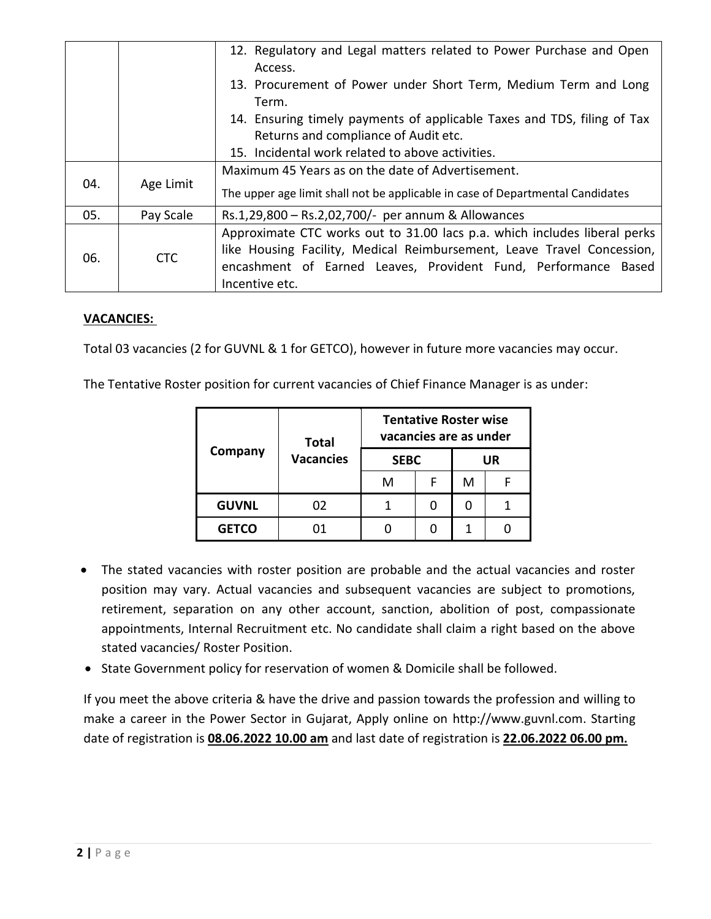| | | 12. Regulatory and Legal matters related to Power Purchase and Open Access.<br>13. Procurement of Power under Short Term, Medium Term and Long Term.<br>14. Ensuring timely payments of applicable Taxes and TDS, filing of Tax Returns and compliance of Audit etc.<br>15. Incidental work related to above activities. |
|---|---|---|
| 04. | Age Limit | Maximum 45 Years as on the date of Advertisement.<br>The upper age limit shall not be applicable in case of Departmental Candidates |
| 05. | Pay Scale | Rs.1,29,800 – Rs.2,02,700/- per annum & Allowances |
| 06. | CTC | Approximate CTC works out to 31.00 lacs p.a. which includes liberal perks like Housing Facility, Medical Reimbursement, Leave Travel Concession, encashment of Earned Leaves, Provident Fund, Performance Based Incentive etc. |

**VACANCIES:**

Total 03 vacancies (2 for GUVNL & 1 for GETCO), however in future more vacancies may occur.

The Tentative Roster position for current vacancies of Chief Finance Manager is as under:

| Company | Total Vacancies | Tentative Roster wise vacancies are as under | | | |
|---|---|---|---|---|---|
| | | SEBC | | UR | |
| | | M | F | M | F |
| **GUVNL** | 02 | 1 | 0 | 0 | 1 |
| **GETCO** | 01 | 0 | 0 | 1 | 0 |

- The stated vacancies with roster position are probable and the actual vacancies and roster position may vary. Actual vacancies and subsequent vacancies are subject to promotions, retirement, separation on any other account, sanction, abolition of post, compassionate appointments, Internal Recruitment etc. No candidate shall claim a right based on the above stated vacancies/ Roster Position.
- State Government policy for reservation of women & Domicile shall be followed.

If you meet the above criteria & have the drive and passion towards the profession and willing to make a career in the Power Sector in Gujarat, Apply online on http://www.guvnl.com. Starting date of registration is **08.06.2022 10.00 am** and last date of registration is **22.06.2022 06.00 pm.**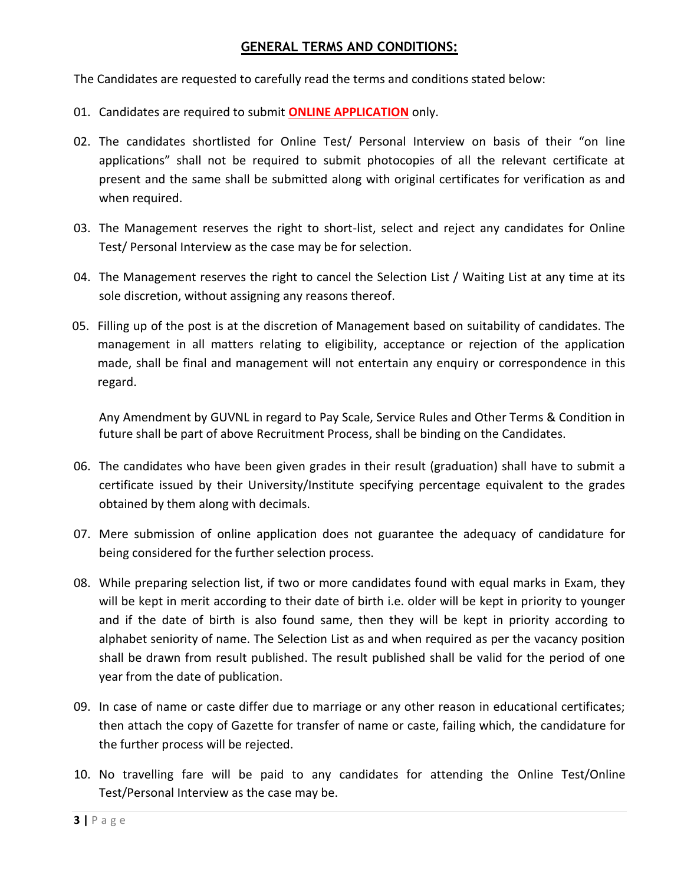## GENERAL TERMS AND CONDITIONS:

The Candidates are requested to carefully read the terms and conditions stated below:

01. Candidates are required to submit **ONLINE APPLICATION** only.

02. The candidates shortlisted for Online Test/ Personal Interview on basis of their "on line applications" shall not be required to submit photocopies of all the relevant certificate at present and the same shall be submitted along with original certificates for verification as and when required.

03. The Management reserves the right to short-list, select and reject any candidates for Online Test/ Personal Interview as the case may be for selection.

04. The Management reserves the right to cancel the Selection List / Waiting List at any time at its sole discretion, without assigning any reasons thereof.

05. Filling up of the post is at the discretion of Management based on suitability of candidates. The management in all matters relating to eligibility, acceptance or rejection of the application made, shall be final and management will not entertain any enquiry or correspondence in this regard.

    Any Amendment by GUVNL in regard to Pay Scale, Service Rules and Other Terms & Condition in future shall be part of above Recruitment Process, shall be binding on the Candidates.

06. The candidates who have been given grades in their result (graduation) shall have to submit a certificate issued by their University/Institute specifying percentage equivalent to the grades obtained by them along with decimals.

07. Mere submission of online application does not guarantee the adequacy of candidature for being considered for the further selection process.

08. While preparing selection list, if two or more candidates found with equal marks in Exam, they will be kept in merit according to their date of birth i.e. older will be kept in priority to younger and if the date of birth is also found same, then they will be kept in priority according to alphabet seniority of name. The Selection List as and when required as per the vacancy position shall be drawn from result published. The result published shall be valid for the period of one year from the date of publication.

09. In case of name or caste differ due to marriage or any other reason in educational certificates; then attach the copy of Gazette for transfer of name or caste, failing which, the candidature for the further process will be rejected.

10. No travelling fare will be paid to any candidates for attending the Online Test/Online Test/Personal Interview as the case may be.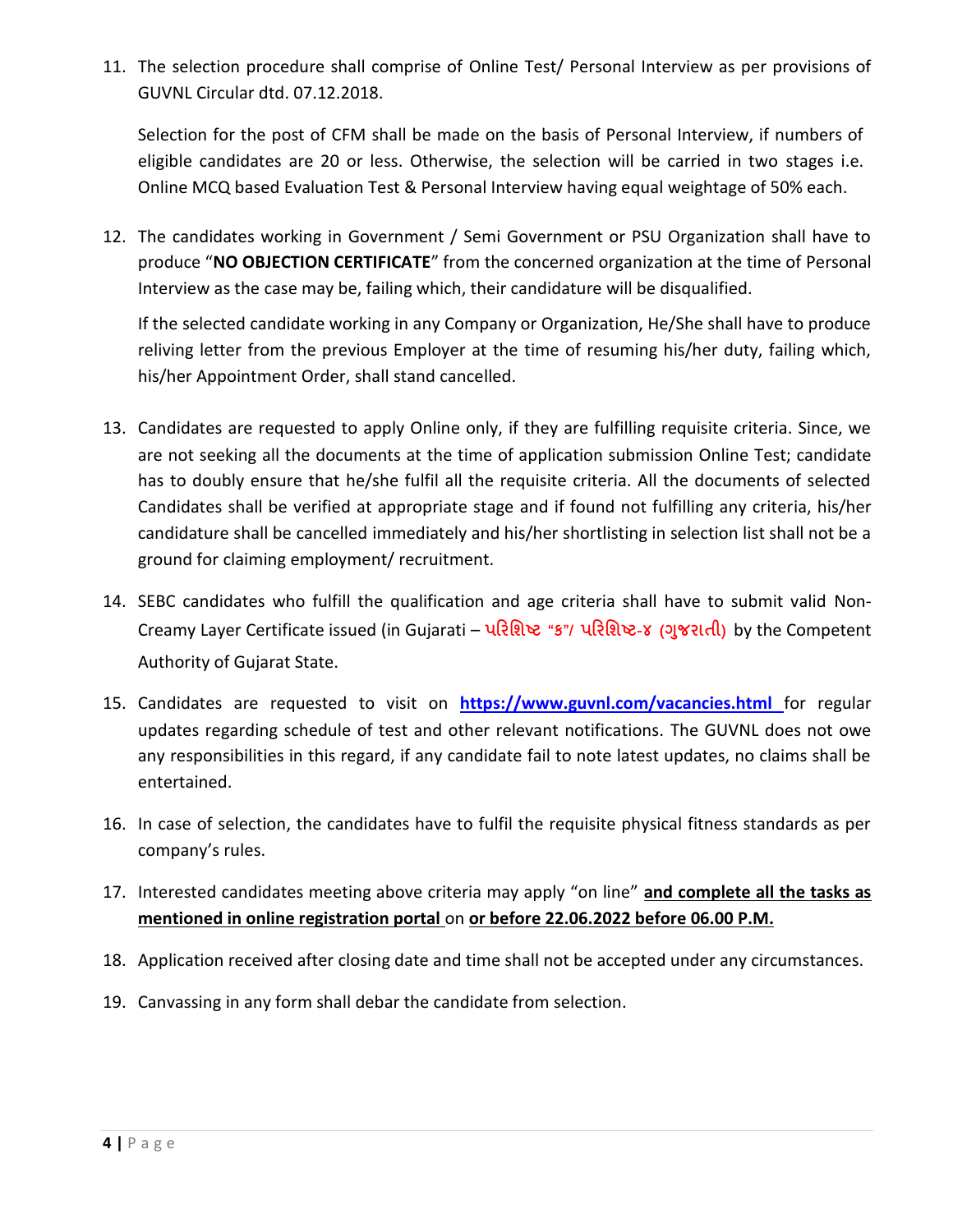11. The selection procedure shall comprise of Online Test/ Personal Interview as per provisions of GUVNL Circular dtd. 07.12.2018.

    Selection for the post of CFM shall be made on the basis of Personal Interview, if numbers of eligible candidates are 20 or less. Otherwise, the selection will be carried in two stages i.e. Online MCQ based Evaluation Test & Personal Interview having equal weightage of 50% each.

12. The candidates working in Government / Semi Government or PSU Organization shall have to produce "**NO OBJECTION CERTIFICATE**" from the concerned organization at the time of Personal Interview as the case may be, failing which, their candidature will be disqualified.

    If the selected candidate working in any Company or Organization, He/She shall have to produce reliving letter from the previous Employer at the time of resuming his/her duty, failing which, his/her Appointment Order, shall stand cancelled.

13. Candidates are requested to apply Online only, if they are fulfilling requisite criteria. Since, we are not seeking all the documents at the time of application submission Online Test; candidate has to doubly ensure that he/she fulfil all the requisite criteria. All the documents of selected Candidates shall be verified at appropriate stage and if found not fulfilling any criteria, his/her candidature shall be cancelled immediately and his/her shortlisting in selection list shall not be a ground for claiming employment/ recruitment.

14. SEBC candidates who fulfill the qualification and age criteria shall have to submit valid Non-Creamy Layer Certificate issued (in Gujarati – પરિશિષ્ટ "ક"/ પરિશિષ્ટ-૪ (ગુજરાતી) by the Competent Authority of Gujarat State.

15. Candidates are requested to visit on **https://www.guvnl.com/vacancies.html** for regular updates regarding schedule of test and other relevant notifications. The GUVNL does not owe any responsibilities in this regard, if any candidate fail to note latest updates, no claims shall be entertained.

16. In case of selection, the candidates have to fulfil the requisite physical fitness standards as per company's rules.

17. Interested candidates meeting above criteria may apply "on line" **and complete all the tasks as mentioned in online registration portal** on **or before 22.06.2022 before 06.00 P.M.**

18. Application received after closing date and time shall not be accepted under any circumstances.

19. Canvassing in any form shall debar the candidate from selection.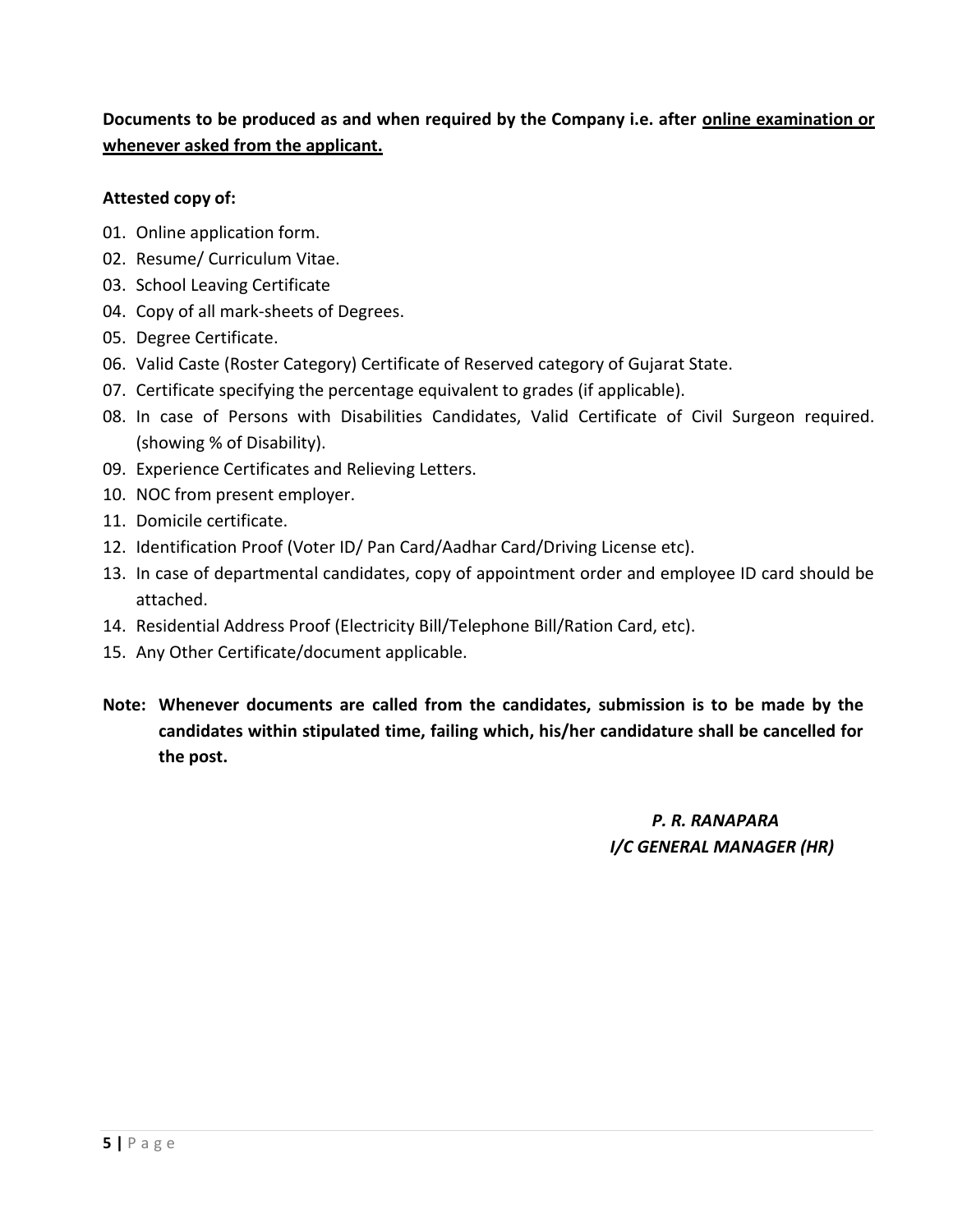**Documents to be produced as and when required by the Company i.e. after <u>online examination or whenever asked from the applicant.</u>**

**Attested copy of:**

01. Online application form.
02. Resume/ Curriculum Vitae.
03. School Leaving Certificate
04. Copy of all mark-sheets of Degrees.
05. Degree Certificate.
06. Valid Caste (Roster Category) Certificate of Reserved category of Gujarat State.
07. Certificate specifying the percentage equivalent to grades (if applicable).
08. In case of Persons with Disabilities Candidates, Valid Certificate of Civil Surgeon required. (showing % of Disability).
09. Experience Certificates and Relieving Letters.
10. NOC from present employer.
11. Domicile certificate.
12. Identification Proof (Voter ID/ Pan Card/Aadhar Card/Driving License etc).
13. In case of departmental candidates, copy of appointment order and employee ID card should be attached.
14. Residential Address Proof (Electricity Bill/Telephone Bill/Ration Card, etc).
15. Any Other Certificate/document applicable.

**Note: Whenever documents are called from the candidates, submission is to be made by the candidates within stipulated time, failing which, his/her candidature shall be cancelled for the post.**

***P. R. RANAPARA***
***I/C GENERAL MANAGER (HR)***